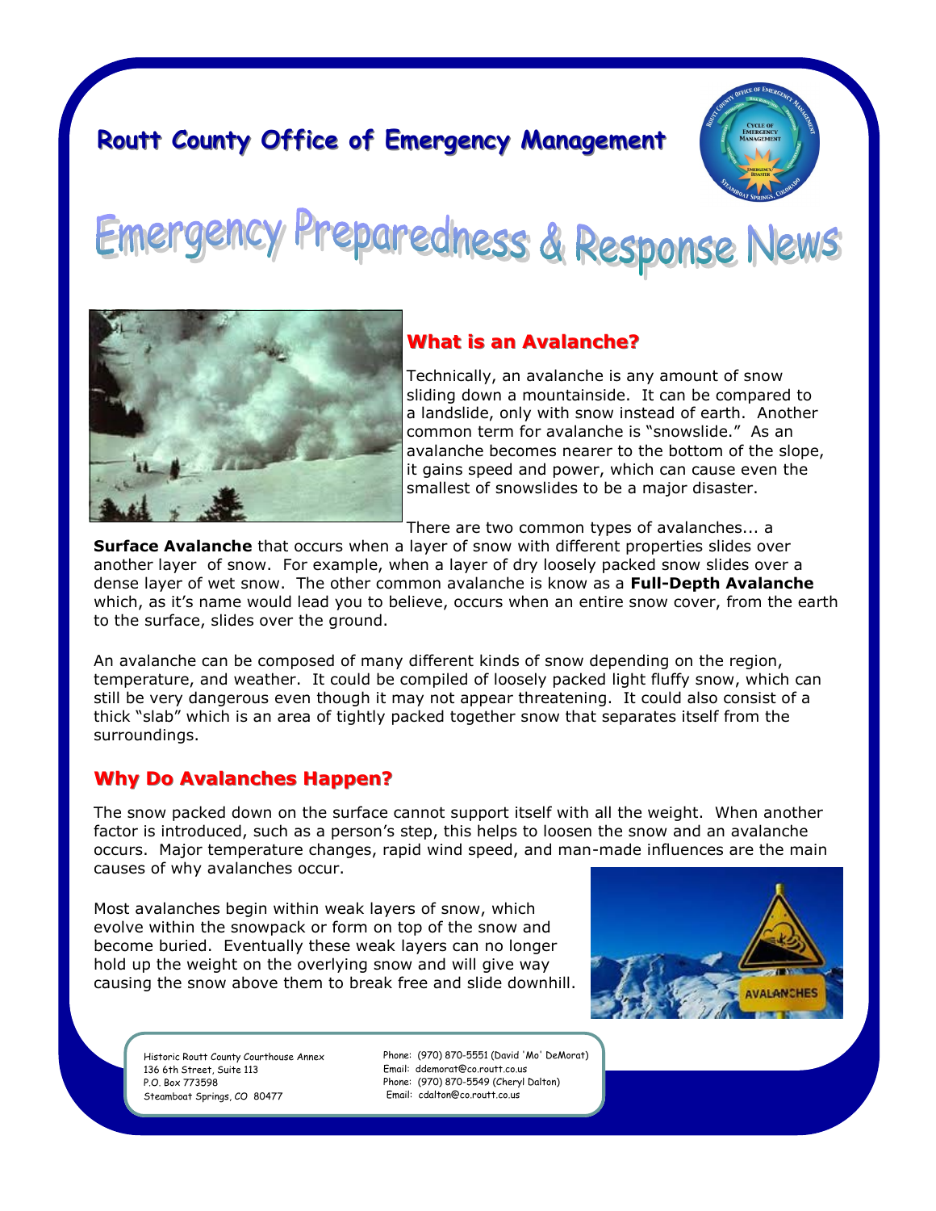# Routt County Office of Emergency Management

# Emergency Preparedness & Response News

## What is an Avalanche?

Technically, an avalanche is any amount of snow sliding down a mountainside. It can be compared to a landslide, only with snow instead of earth. Another common term for avalanche is "snowslide." As an avalanche becomes nearer to the bottom of the slope, it gains speed and power, which can cause even the smallest of snowslides to be a major disaster.

There are two common types of avalanches... a **Surface Avalanche** that occurs when a layer of snow with different properties slides over another layer of snow. For example, when a layer of dry loosely packed snow slides over a dense layer of wet snow. The other common avalanche is know as a **Full-Depth Avalanche** which, as it's name would lead you to believe, occurs when an entire snow cover, from the earth to the surface, slides over the ground.

An avalanche can be composed of many different kinds of snow depending on the region, temperature, and weather. It could be compiled of loosely packed light fluffy snow, which can still be very dangerous even though it may not appear threatening. It could also consist of a thick "slab" which is an area of tightly packed together snow that separates itself from the surroundings.

## Why Do Avalanches Happen?

The snow packed down on the surface cannot support itself with all the weight. When another factor is introduced, such as a person's step, this helps to loosen the snow and an avalanche occurs. Major temperature changes, rapid wind speed, and man-made influences are the main causes of why avalanches occur.

Most avalanches begin within weak layers of snow, which evolve within the snowpack or form on top of the snow and become buried. Eventually these weak layers can no longer hold up the weight on the overlying snow and will give way causing the snow above them to break free and slide downhill.

Historic Routt County Courthouse Annex
136 6th Street, Suite 113
P.O. Box 773598
Steamboat Springs, CO 80477

Phone: (970) 870-5551 (David 'Mo' DeMorat)
Email: ddemorat@co.routt.co.us
Phone: (970) 870-5549 (Cheryl Dalton)
Email: cdalton@co.routt.co.us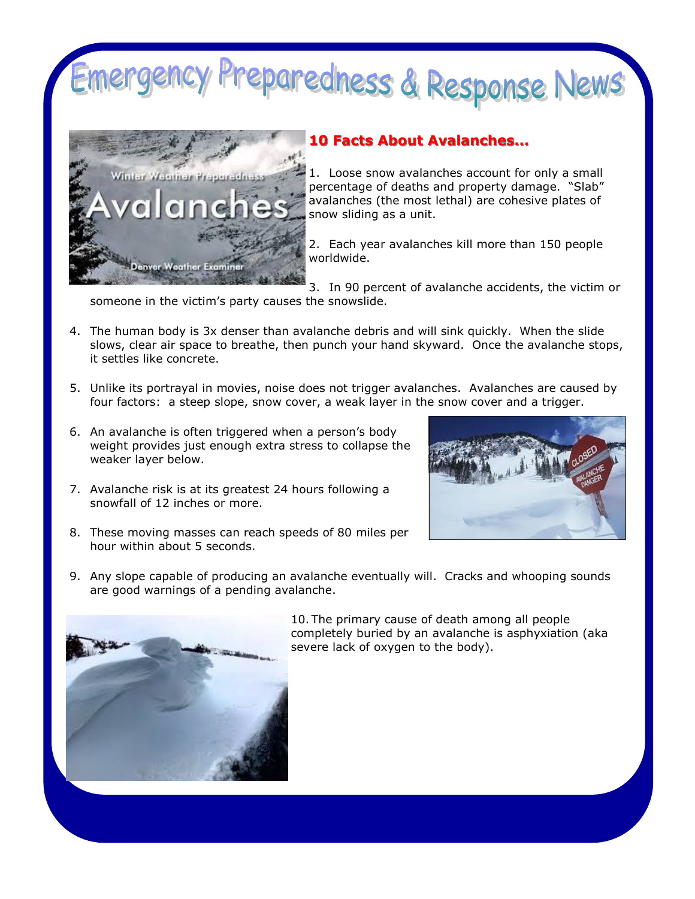# Emergency Preparedness & Response News

## 10 Facts About Avalanches...

1. Loose snow avalanches account for only a small percentage of deaths and property damage. "Slab" avalanches (the most lethal) are cohesive plates of snow sliding as a unit.

2. Each year avalanches kill more than 150 people worldwide.

3. In 90 percent of avalanche accidents, the victim or someone in the victim's party causes the snowslide.

4. The human body is 3x denser than avalanche debris and will sink quickly. When the slide slows, clear air space to breathe, then punch your hand skyward. Once the avalanche stops, it settles like concrete.

5. Unlike its portrayal in movies, noise does not trigger avalanches. Avalanches are caused by four factors: a steep slope, snow cover, a weak layer in the snow cover and a trigger.

6. An avalanche is often triggered when a person's body weight provides just enough extra stress to collapse the weaker layer below.

7. Avalanche risk is at its greatest 24 hours following a snowfall of 12 inches or more.

8. These moving masses can reach speeds of 80 miles per hour within about 5 seconds.

9. Any slope capable of producing an avalanche eventually will. Cracks and whooping sounds are good warnings of a pending avalanche.

10. The primary cause of death among all people completely buried by an avalanche is asphyxiation (aka severe lack of oxygen to the body).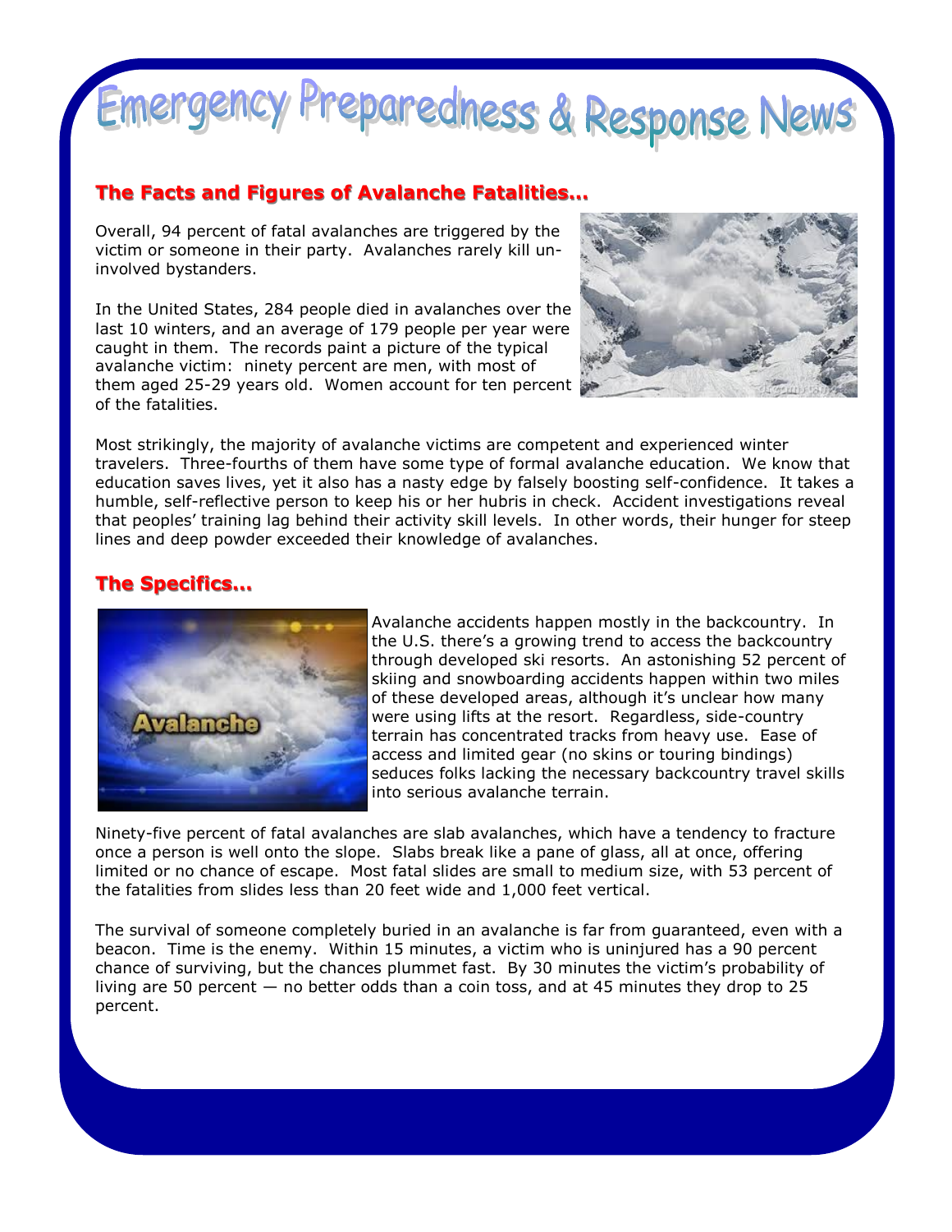# Emergency Preparedness & Response News

## The Facts and Figures of Avalanche Fatalities…

Overall, 94 percent of fatal avalanches are triggered by the victim or someone in their party. Avalanches rarely kill un-involved bystanders.

In the United States, 284 people died in avalanches over the last 10 winters, and an average of 179 people per year were caught in them. The records paint a picture of the typical avalanche victim: ninety percent are men, with most of them aged 25-29 years old. Women account for ten percent of the fatalities.

Most strikingly, the majority of avalanche victims are competent and experienced winter travelers. Three-fourths of them have some type of formal avalanche education. We know that education saves lives, yet it also has a nasty edge by falsely boosting self-confidence. It takes a humble, self-reflective person to keep his or her hubris in check. Accident investigations reveal that peoples' training lag behind their activity skill levels. In other words, their hunger for steep lines and deep powder exceeded their knowledge of avalanches.

## The Specifics…

Avalanche accidents happen mostly in the backcountry. In the U.S. there's a growing trend to access the backcountry through developed ski resorts. An astonishing 52 percent of skiing and snowboarding accidents happen within two miles of these developed areas, although it's unclear how many were using lifts at the resort. Regardless, side-country terrain has concentrated tracks from heavy use. Ease of access and limited gear (no skins or touring bindings) seduces folks lacking the necessary backcountry travel skills into serious avalanche terrain.

Ninety-five percent of fatal avalanches are slab avalanches, which have a tendency to fracture once a person is well onto the slope. Slabs break like a pane of glass, all at once, offering limited or no chance of escape. Most fatal slides are small to medium size, with 53 percent of the fatalities from slides less than 20 feet wide and 1,000 feet vertical.

The survival of someone completely buried in an avalanche is far from guaranteed, even with a beacon. Time is the enemy. Within 15 minutes, a victim who is uninjured has a 90 percent chance of surviving, but the chances plummet fast. By 30 minutes the victim's probability of living are 50 percent — no better odds than a coin toss, and at 45 minutes they drop to 25 percent.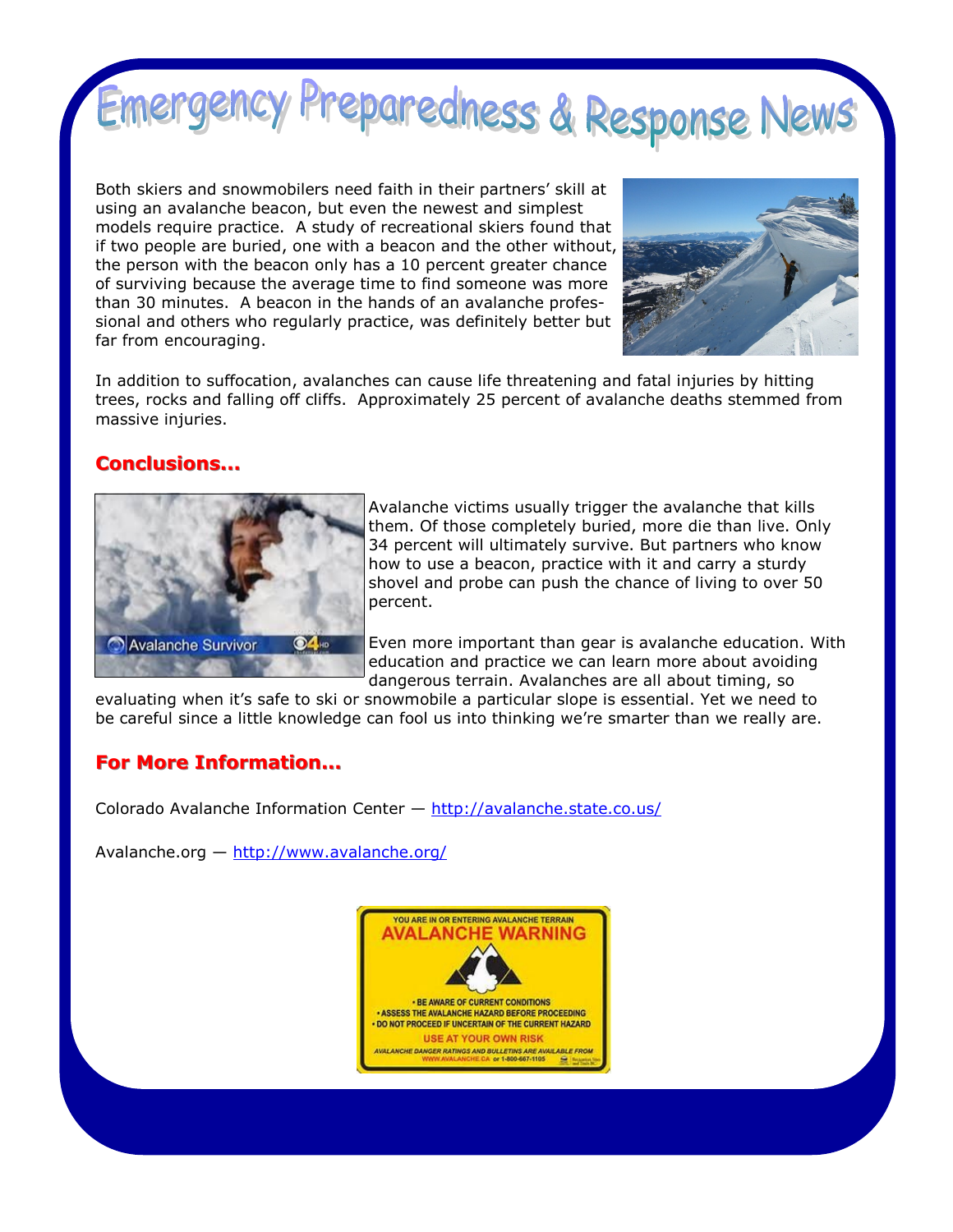# Emergency Preparedness & Response News

Both skiers and snowmobilers need faith in their partners' skill at using an avalanche beacon, but even the newest and simplest models require practice. A study of recreational skiers found that if two people are buried, one with a beacon and the other without, the person with the beacon only has a 10 percent greater chance of surviving because the average time to find someone was more than 30 minutes. A beacon in the hands of an avalanche professional and others who regularly practice, was definitely better but far from encouraging.

In addition to suffocation, avalanches can cause life threatening and fatal injuries by hitting trees, rocks and falling off cliffs. Approximately 25 percent of avalanche deaths stemmed from massive injuries.

## Conclusions...

Avalanche victims usually trigger the avalanche that kills them. Of those completely buried, more die than live. Only 34 percent will ultimately survive. But partners who know how to use a beacon, practice with it and carry a sturdy shovel and probe can push the chance of living to over 50 percent.

Even more important than gear is avalanche education. With education and practice we can learn more about avoiding dangerous terrain. Avalanches are all about timing, so evaluating when it's safe to ski or snowmobile a particular slope is essential. Yet we need to be careful since a little knowledge can fool us into thinking we're smarter than we really are.

## For More Information...

Colorado Avalanche Information Center — http://avalanche.state.co.us/

Avalanche.org — http://www.avalanche.org/